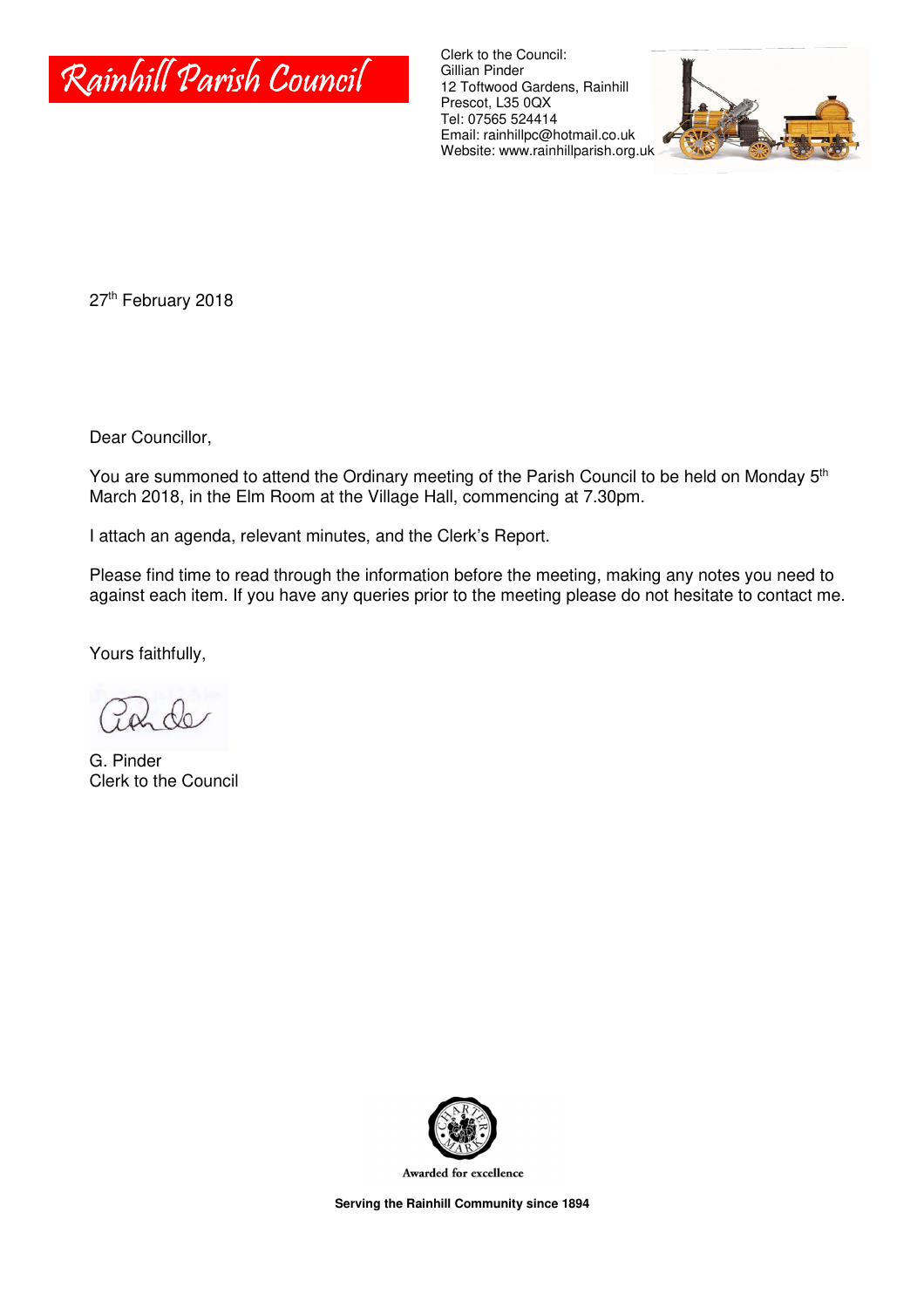# Rainhill Parish Council

Clerk to the Council:
Gillian Pinder
12 Toftwood Gardens, Rainhill
Prescot, L35 0QX
Tel: 07565 524414
Email: rainhillpc@hotmail.co.uk
Website: www.rainhillparish.org.uk

27th February 2018

Dear Councillor,

You are summoned to attend the Ordinary meeting of the Parish Council to be held on Monday 5th March 2018, in the Elm Room at the Village Hall, commencing at 7.30pm.

I attach an agenda, relevant minutes, and the Clerk's Report.

Please find time to read through the information before the meeting, making any notes you need to against each item. If you have any queries prior to the meeting please do not hesitate to contact me.

Yours faithfully,

G. Pinder
Clerk to the Council

Awarded for excellence

**Serving the Rainhill Community since 1894**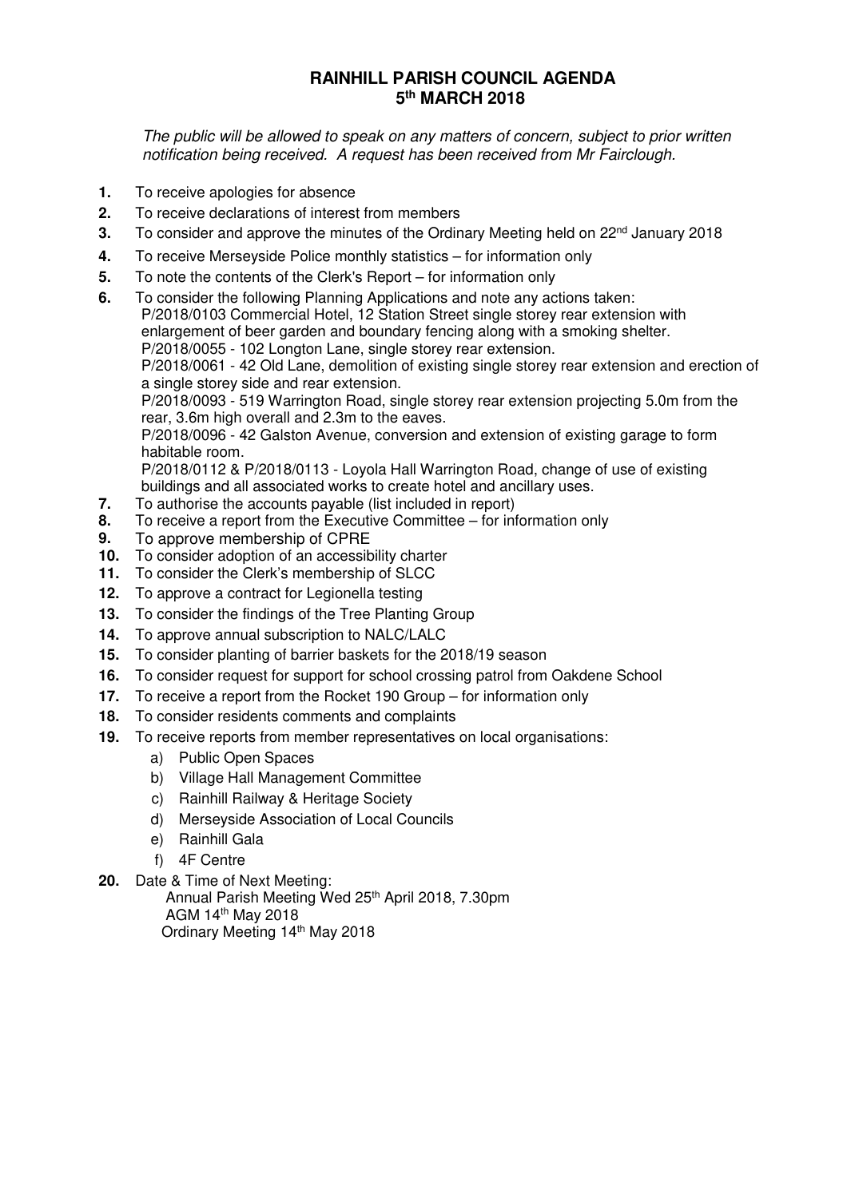# RAINHILL PARISH COUNCIL AGENDA
# 5th MARCH 2018

*The public will be allowed to speak on any matters of concern, subject to prior written notification being received. A request has been received from Mr Fairclough.*

1. To receive apologies for absence
2. To receive declarations of interest from members
3. To consider and approve the minutes of the Ordinary Meeting held on 22nd January 2018
4. To receive Merseyside Police monthly statistics – for information only
5. To note the contents of the Clerk's Report – for information only
6. To consider the following Planning Applications and note any actions taken:
   P/2018/0103 Commercial Hotel, 12 Station Street single storey rear extension with enlargement of beer garden and boundary fencing along with a smoking shelter.
   P/2018/0055 - 102 Longton Lane, single storey rear extension.
   P/2018/0061 - 42 Old Lane, demolition of existing single storey rear extension and erection of a single storey side and rear extension.
   P/2018/0093 - 519 Warrington Road, single storey rear extension projecting 5.0m from the rear, 3.6m high overall and 2.3m to the eaves.
   P/2018/0096 - 42 Galston Avenue, conversion and extension of existing garage to form habitable room.
   P/2018/0112 & P/2018/0113 - Loyola Hall Warrington Road, change of use of existing buildings and all associated works to create hotel and ancillary uses.
7. To authorise the accounts payable (list included in report)
8. To receive a report from the Executive Committee – for information only
9. To approve membership of CPRE
10. To consider adoption of an accessibility charter
11. To consider the Clerk's membership of SLCC
12. To approve a contract for Legionella testing
13. To consider the findings of the Tree Planting Group
14. To approve annual subscription to NALC/LALC
15. To consider planting of barrier baskets for the 2018/19 season
16. To consider request for support for school crossing patrol from Oakdene School
17. To receive a report from the Rocket 190 Group – for information only
18. To consider residents comments and complaints
19. To receive reports from member representatives on local organisations:
    a) Public Open Spaces
    b) Village Hall Management Committee
    c) Rainhill Railway & Heritage Society
    d) Merseyside Association of Local Councils
    e) Rainhill Gala
    f) 4F Centre
20. Date & Time of Next Meeting:
    Annual Parish Meeting Wed 25th April 2018, 7.30pm
    AGM 14th May 2018
    Ordinary Meeting 14th May 2018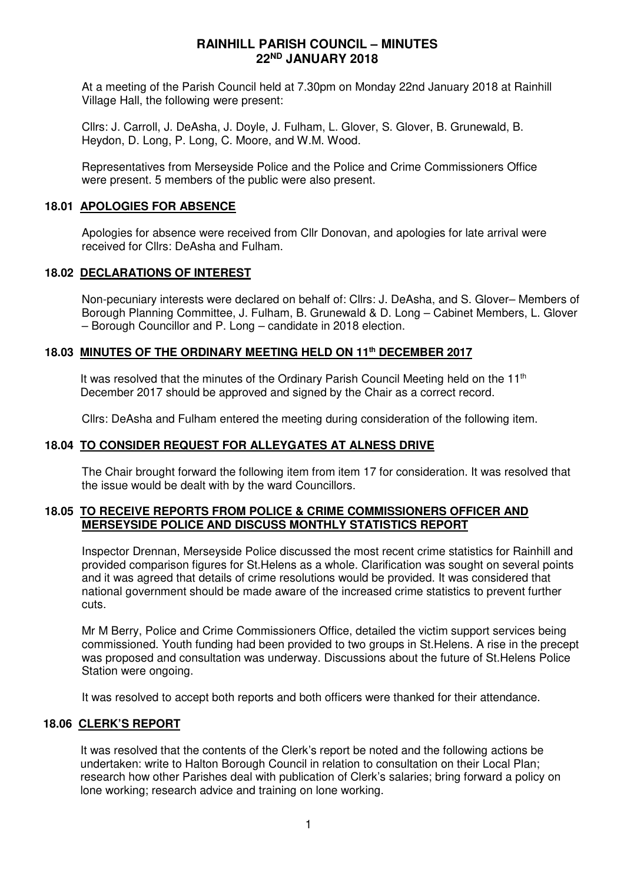# RAINHILL PARISH COUNCIL – MINUTES
# 22ND JANUARY 2018

At a meeting of the Parish Council held at 7.30pm on Monday 22nd January 2018 at Rainhill Village Hall, the following were present:

Cllrs: J. Carroll, J. DeAsha, J. Doyle, J. Fulham, L. Glover, S. Glover, B. Grunewald, B. Heydon, D. Long, P. Long, C. Moore, and W.M. Wood.

Representatives from Merseyside Police and the Police and Crime Commissioners Office were present. 5 members of the public were also present.

## 18.01 APOLOGIES FOR ABSENCE

Apologies for absence were received from Cllr Donovan, and apologies for late arrival were received for Cllrs: DeAsha and Fulham.

## 18.02 DECLARATIONS OF INTEREST

Non-pecuniary interests were declared on behalf of: Cllrs: J. DeAsha, and S. Glover– Members of Borough Planning Committee, J. Fulham, B. Grunewald & D. Long – Cabinet Members, L. Glover – Borough Councillor and P. Long – candidate in 2018 election.

## 18.03 MINUTES OF THE ORDINARY MEETING HELD ON 11th DECEMBER 2017

It was resolved that the minutes of the Ordinary Parish Council Meeting held on the 11th December 2017 should be approved and signed by the Chair as a correct record.

Cllrs: DeAsha and Fulham entered the meeting during consideration of the following item.

## 18.04 TO CONSIDER REQUEST FOR ALLEYGATES AT ALNESS DRIVE

The Chair brought forward the following item from item 17 for consideration. It was resolved that the issue would be dealt with by the ward Councillors.

## 18.05 TO RECEIVE REPORTS FROM POLICE & CRIME COMMISSIONERS OFFICER AND MERSEYSIDE POLICE AND DISCUSS MONTHLY STATISTICS REPORT

Inspector Drennan, Merseyside Police discussed the most recent crime statistics for Rainhill and provided comparison figures for St.Helens as a whole. Clarification was sought on several points and it was agreed that details of crime resolutions would be provided. It was considered that national government should be made aware of the increased crime statistics to prevent further cuts.

Mr M Berry, Police and Crime Commissioners Office, detailed the victim support services being commissioned. Youth funding had been provided to two groups in St.Helens. A rise in the precept was proposed and consultation was underway. Discussions about the future of St.Helens Police Station were ongoing.

It was resolved to accept both reports and both officers were thanked for their attendance.

## 18.06 CLERK'S REPORT

It was resolved that the contents of the Clerk's report be noted and the following actions be undertaken: write to Halton Borough Council in relation to consultation on their Local Plan; research how other Parishes deal with publication of Clerk's salaries; bring forward a policy on lone working; research advice and training on lone working.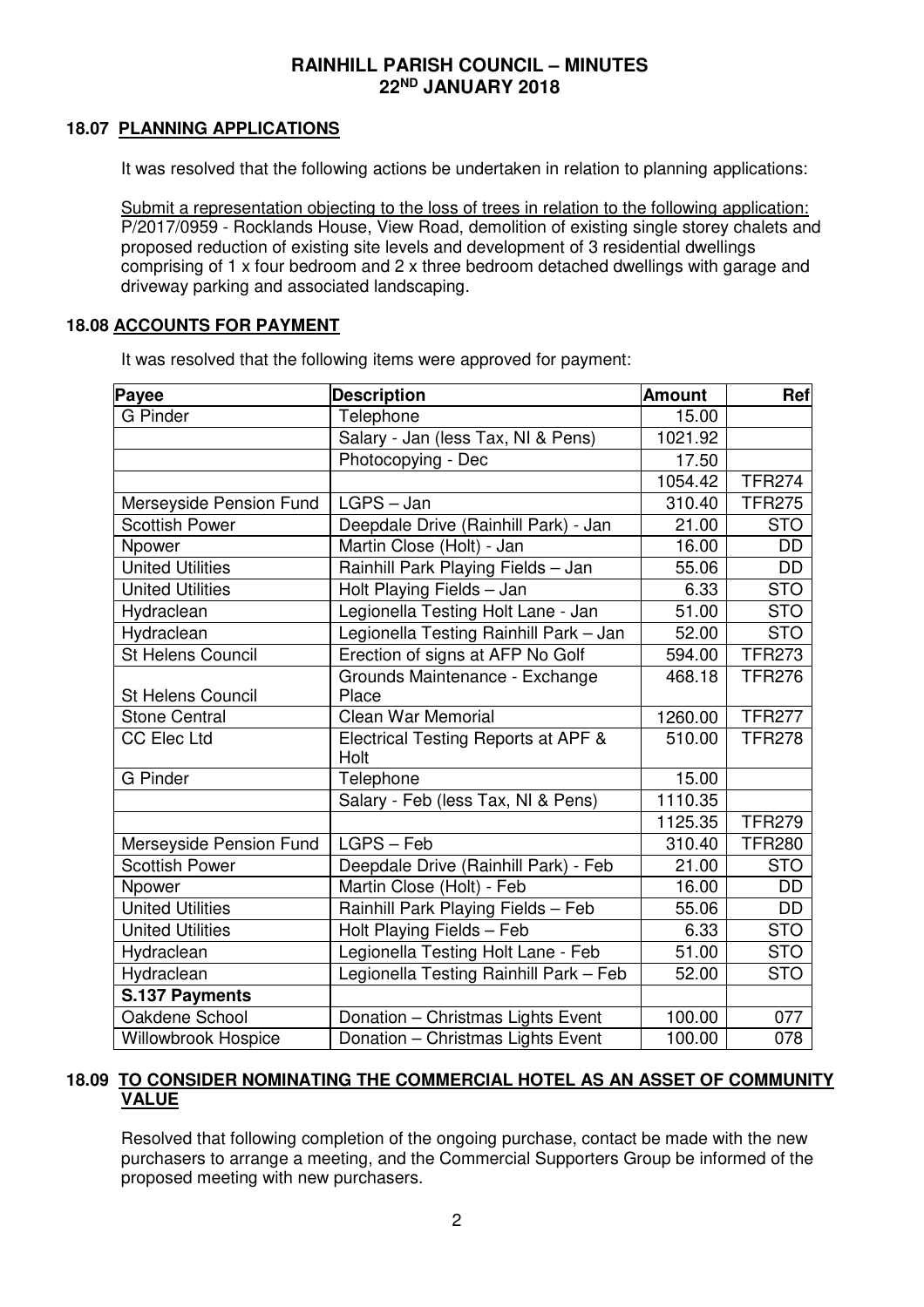# RAINHILL PARISH COUNCIL – MINUTES
## 22ND JANUARY 2018

### 18.07 PLANNING APPLICATIONS

It was resolved that the following actions be undertaken in relation to planning applications:

Submit a representation objecting to the loss of trees in relation to the following application: P/2017/0959 - Rocklands House, View Road, demolition of existing single storey chalets and proposed reduction of existing site levels and development of 3 residential dwellings comprising of 1 x four bedroom and 2 x three bedroom detached dwellings with garage and driveway parking and associated landscaping.

### 18.08 ACCOUNTS FOR PAYMENT

It was resolved that the following items were approved for payment:

| Payee | Description | Amount | Ref |
|---|---|---|---|
| G Pinder | Telephone | 15.00 | |
| | Salary - Jan (less Tax, NI & Pens) | 1021.92 | |
| | Photocopying - Dec | 17.50 | |
| | | 1054.42 | TFR274 |
| Merseyside Pension Fund | LGPS – Jan | 310.40 | TFR275 |
| Scottish Power | Deepdale Drive (Rainhill Park) - Jan | 21.00 | STO |
| Npower | Martin Close (Holt) - Jan | 16.00 | DD |
| United Utilities | Rainhill Park Playing Fields – Jan | 55.06 | DD |
| United Utilities | Holt Playing Fields – Jan | 6.33 | STO |
| Hydraclean | Legionella Testing Holt Lane - Jan | 51.00 | STO |
| Hydraclean | Legionella Testing Rainhill Park – Jan | 52.00 | STO |
| St Helens Council | Erection of signs at AFP No Golf | 594.00 | TFR273 |
| St Helens Council | Grounds Maintenance - Exchange Place | 468.18 | TFR276 |
| Stone Central | Clean War Memorial | 1260.00 | TFR277 |
| CC Elec Ltd | Electrical Testing Reports at APF & Holt | 510.00 | TFR278 |
| G Pinder | Telephone | 15.00 | |
| | Salary - Feb (less Tax, NI & Pens) | 1110.35 | |
| | | 1125.35 | TFR279 |
| Merseyside Pension Fund | LGPS – Feb | 310.40 | TFR280 |
| Scottish Power | Deepdale Drive (Rainhill Park) - Feb | 21.00 | STO |
| Npower | Martin Close (Holt) - Feb | 16.00 | DD |
| United Utilities | Rainhill Park Playing Fields – Feb | 55.06 | DD |
| United Utilities | Holt Playing Fields – Feb | 6.33 | STO |
| Hydraclean | Legionella Testing Holt Lane - Feb | 51.00 | STO |
| Hydraclean | Legionella Testing Rainhill Park – Feb | 52.00 | STO |
| **S.137 Payments** | | | |
| Oakdene School | Donation – Christmas Lights Event | 100.00 | 077 |
| Willowbrook Hospice | Donation – Christmas Lights Event | 100.00 | 078 |

### 18.09 TO CONSIDER NOMINATING THE COMMERCIAL HOTEL AS AN ASSET OF COMMUNITY VALUE

Resolved that following completion of the ongoing purchase, contact be made with the new purchasers to arrange a meeting, and the Commercial Supporters Group be informed of the proposed meeting with new purchasers.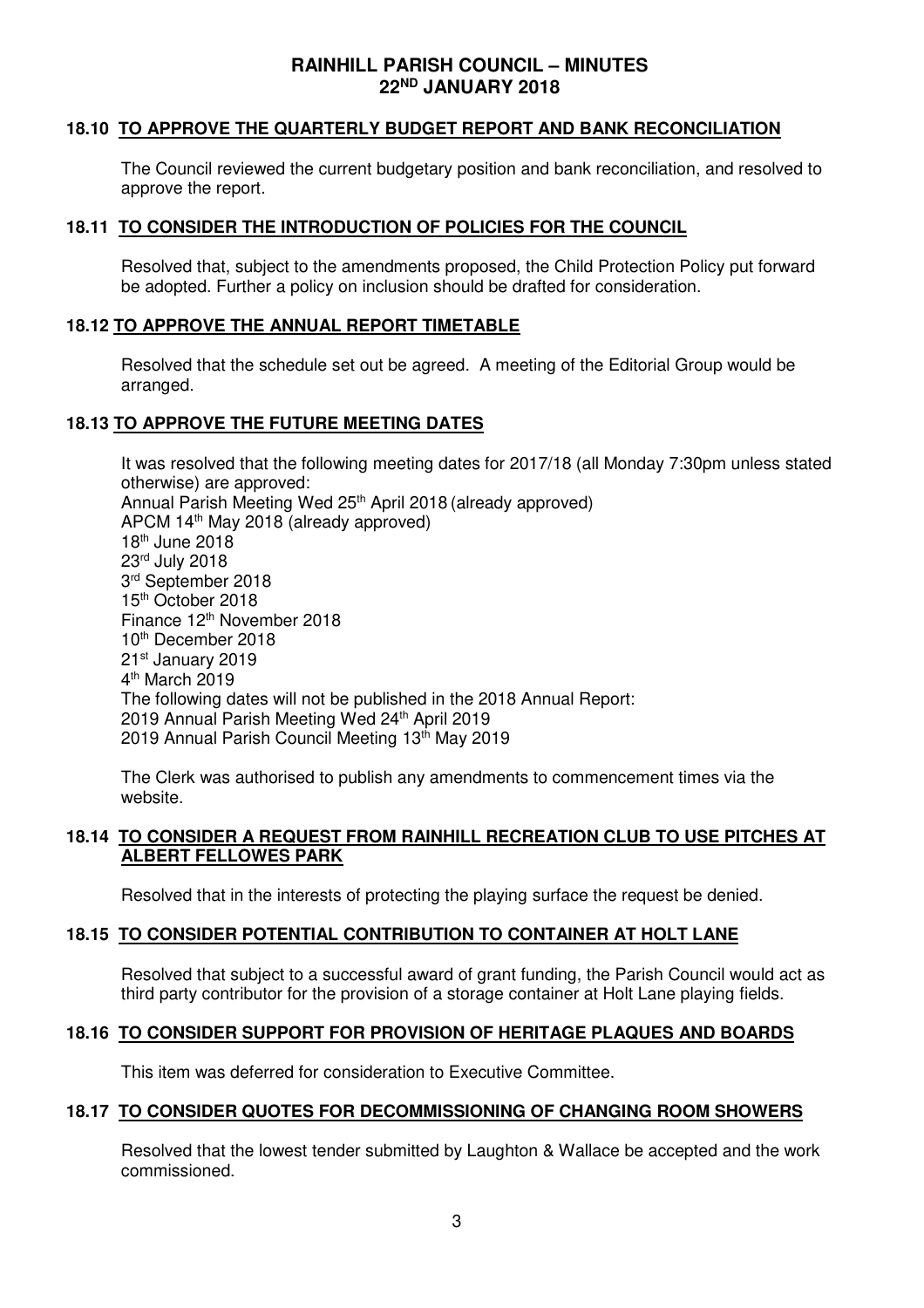# RAINHILL PARISH COUNCIL – MINUTES
## 22ND JANUARY 2018

### 18.10 TO APPROVE THE QUARTERLY BUDGET REPORT AND BANK RECONCILIATION

The Council reviewed the current budgetary position and bank reconciliation, and resolved to approve the report.

### 18.11 TO CONSIDER THE INTRODUCTION OF POLICIES FOR THE COUNCIL

Resolved that, subject to the amendments proposed, the Child Protection Policy put forward be adopted. Further a policy on inclusion should be drafted for consideration.

### 18.12 TO APPROVE THE ANNUAL REPORT TIMETABLE

Resolved that the schedule set out be agreed. A meeting of the Editorial Group would be arranged.

### 18.13 TO APPROVE THE FUTURE MEETING DATES

It was resolved that the following meeting dates for 2017/18 (all Monday 7:30pm unless stated otherwise) are approved:
Annual Parish Meeting Wed 25th April 2018 (already approved)
APCM 14th May 2018 (already approved)
18th June 2018
23rd July 2018
3rd September 2018
15th October 2018
Finance 12th November 2018
10th December 2018
21st January 2019
4th March 2019
The following dates will not be published in the 2018 Annual Report:
2019 Annual Parish Meeting Wed 24th April 2019
2019 Annual Parish Council Meeting 13th May 2019

The Clerk was authorised to publish any amendments to commencement times via the website.

### 18.14 TO CONSIDER A REQUEST FROM RAINHILL RECREATION CLUB TO USE PITCHES AT ALBERT FELLOWES PARK

Resolved that in the interests of protecting the playing surface the request be denied.

### 18.15 TO CONSIDER POTENTIAL CONTRIBUTION TO CONTAINER AT HOLT LANE

Resolved that subject to a successful award of grant funding, the Parish Council would act as third party contributor for the provision of a storage container at Holt Lane playing fields.

### 18.16 TO CONSIDER SUPPORT FOR PROVISION OF HERITAGE PLAQUES AND BOARDS

This item was deferred for consideration to Executive Committee.

### 18.17 TO CONSIDER QUOTES FOR DECOMMISSIONING OF CHANGING ROOM SHOWERS

Resolved that the lowest tender submitted by Laughton & Wallace be accepted and the work commissioned.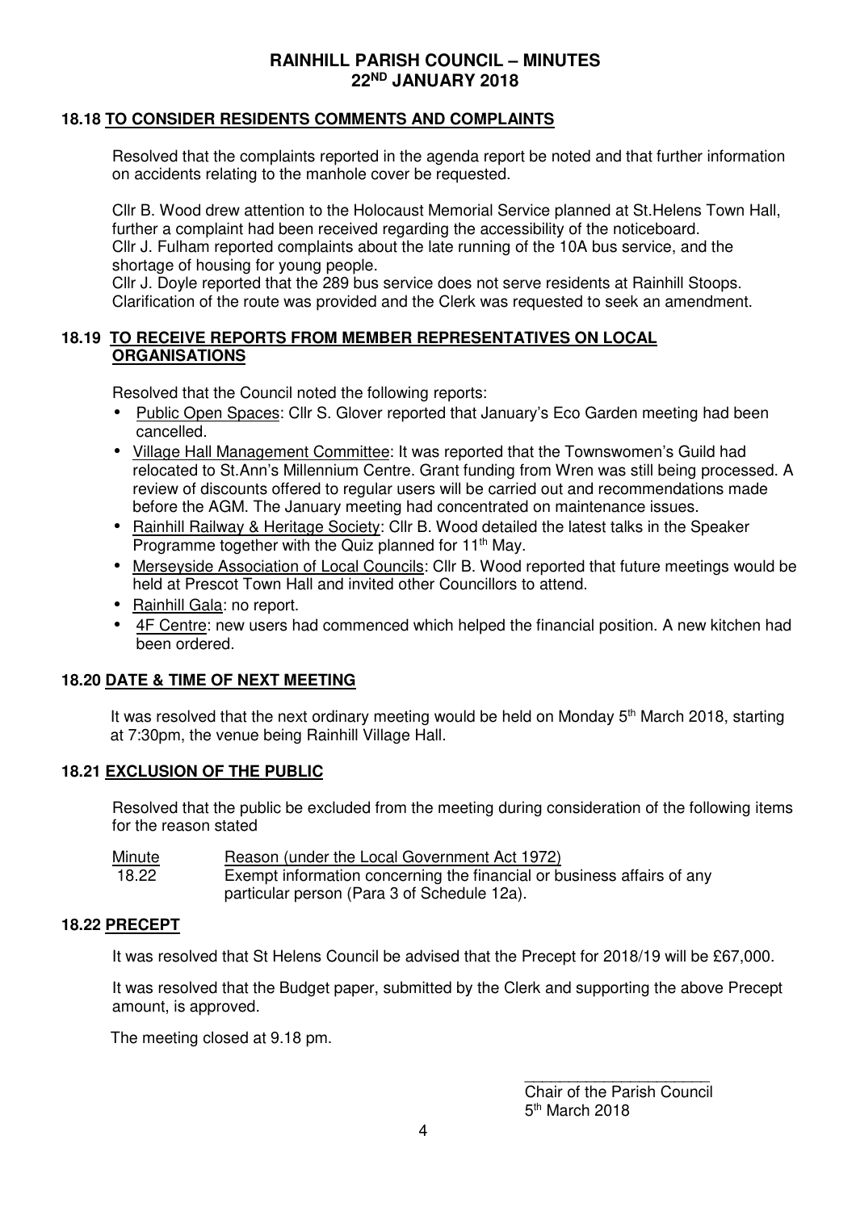# RAINHILL PARISH COUNCIL – MINUTES
## 22ND JANUARY 2018

### 18.18 TO CONSIDER RESIDENTS COMMENTS AND COMPLAINTS

Resolved that the complaints reported in the agenda report be noted and that further information on accidents relating to the manhole cover be requested.

Cllr B. Wood drew attention to the Holocaust Memorial Service planned at St.Helens Town Hall, further a complaint had been received regarding the accessibility of the noticeboard.
Cllr J. Fulham reported complaints about the late running of the 10A bus service, and the shortage of housing for young people.
Cllr J. Doyle reported that the 289 bus service does not serve residents at Rainhill Stoops. Clarification of the route was provided and the Clerk was requested to seek an amendment.

### 18.19 TO RECEIVE REPORTS FROM MEMBER REPRESENTATIVES ON LOCAL ORGANISATIONS

Resolved that the Council noted the following reports:

- Public Open Spaces: Cllr S. Glover reported that January's Eco Garden meeting had been cancelled.
- Village Hall Management Committee: It was reported that the Townswomen's Guild had relocated to St.Ann's Millennium Centre. Grant funding from Wren was still being processed. A review of discounts offered to regular users will be carried out and recommendations made before the AGM. The January meeting had concentrated on maintenance issues.
- Rainhill Railway & Heritage Society: Cllr B. Wood detailed the latest talks in the Speaker Programme together with the Quiz planned for 11th May.
- Merseyside Association of Local Councils: Cllr B. Wood reported that future meetings would be held at Prescot Town Hall and invited other Councillors to attend.
- Rainhill Gala: no report.
- 4F Centre: new users had commenced which helped the financial position. A new kitchen had been ordered.

### 18.20 DATE & TIME OF NEXT MEETING

It was resolved that the next ordinary meeting would be held on Monday 5th March 2018, starting at 7:30pm, the venue being Rainhill Village Hall.

### 18.21 EXCLUSION OF THE PUBLIC

Resolved that the public be excluded from the meeting during consideration of the following items for the reason stated

| Minute | Reason (under the Local Government Act 1972) |
|---|---|
| 18.22 | Exempt information concerning the financial or business affairs of any particular person (Para 3 of Schedule 12a). |

### 18.22 PRECEPT

It was resolved that St Helens Council be advised that the Precept for 2018/19 will be £67,000.

It was resolved that the Budget paper, submitted by the Clerk and supporting the above Precept amount, is approved.

The meeting closed at 9.18 pm.

______________________
Chair of the Parish Council
5th March 2018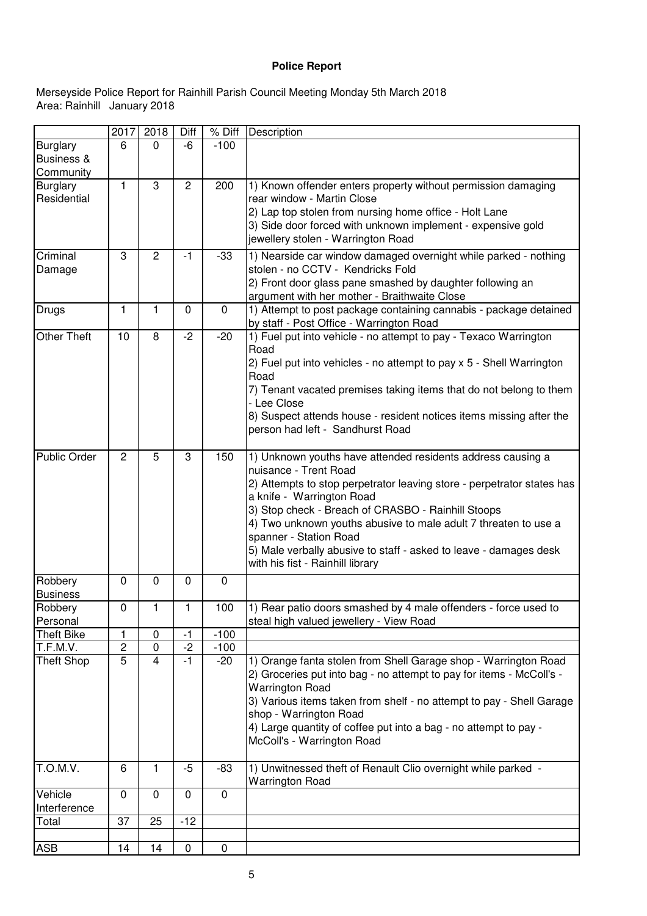**Police Report**

Merseyside Police Report for Rainhill Parish Council Meeting Monday 5th March 2018
Area: Rainhill January 2018

| | 2017 | 2018 | Diff | % Diff | Description |
|---|---|---|---|---|---|
| Burglary Business & Community | 6 | 0 | -6 | -100 | |
| Burglary Residential | 1 | 3 | 2 | 200 | 1) Known offender enters property without permission damaging rear window - Martin Close<br>2) Lap top stolen from nursing home office - Holt Lane<br>3) Side door forced with unknown implement - expensive gold jewellery stolen - Warrington Road |
| Criminal Damage | 3 | 2 | -1 | -33 | 1) Nearside car window damaged overnight while parked - nothing stolen - no CCTV - Kendricks Fold<br>2) Front door glass pane smashed by daughter following an argument with her mother - Braithwaite Close |
| Drugs | 1 | 1 | 0 | 0 | 1) Attempt to post package containing cannabis - package detained by staff - Post Office - Warrington Road |
| Other Theft | 10 | 8 | -2 | -20 | 1) Fuel put into vehicle - no attempt to pay - Texaco Warrington Road<br>2) Fuel put into vehicles - no attempt to pay x 5 - Shell Warrington Road<br>7) Tenant vacated premises taking items that do not belong to them - Lee Close<br>8) Suspect attends house - resident notices items missing after the person had left - Sandhurst Road |
| Public Order | 2 | 5 | 3 | 150 | 1) Unknown youths have attended residents address causing a nuisance - Trent Road<br>2) Attempts to stop perpetrator leaving store - perpetrator states has a knife - Warrington Road<br>3) Stop check - Breach of CRASBO - Rainhill Stoops<br>4) Two unknown youths abusive to male adult 7 threaten to use a spanner - Station Road<br>5) Male verbally abusive to staff - asked to leave - damages desk with his fist - Rainhill library |
| Robbery Business | 0 | 0 | 0 | 0 | |
| Robbery Personal | 0 | 1 | 1 | 100 | 1) Rear patio doors smashed by 4 male offenders - force used to steal high valued jewellery - View Road |
| Theft Bike | 1 | 0 | -1 | -100 | |
| T.F.M.V. | 2 | 0 | -2 | -100 | |
| Theft Shop | 5 | 4 | -1 | -20 | 1) Orange fanta stolen from Shell Garage shop - Warrington Road<br>2) Groceries put into bag - no attempt to pay for items - McColl's - Warrington Road<br>3) Various items taken from shelf - no attempt to pay - Shell Garage shop - Warrington Road<br>4) Large quantity of coffee put into a bag - no attempt to pay - McColl's - Warrington Road |
| T.O.M.V. | 6 | 1 | -5 | -83 | 1) Unwitnessed theft of Renault Clio overnight while parked - Warrington Road |
| Vehicle Interference | 0 | 0 | 0 | 0 | |
| Total | 37 | 25 | -12 | | |
| | | | | | |
| ASB | 14 | 14 | 0 | 0 | |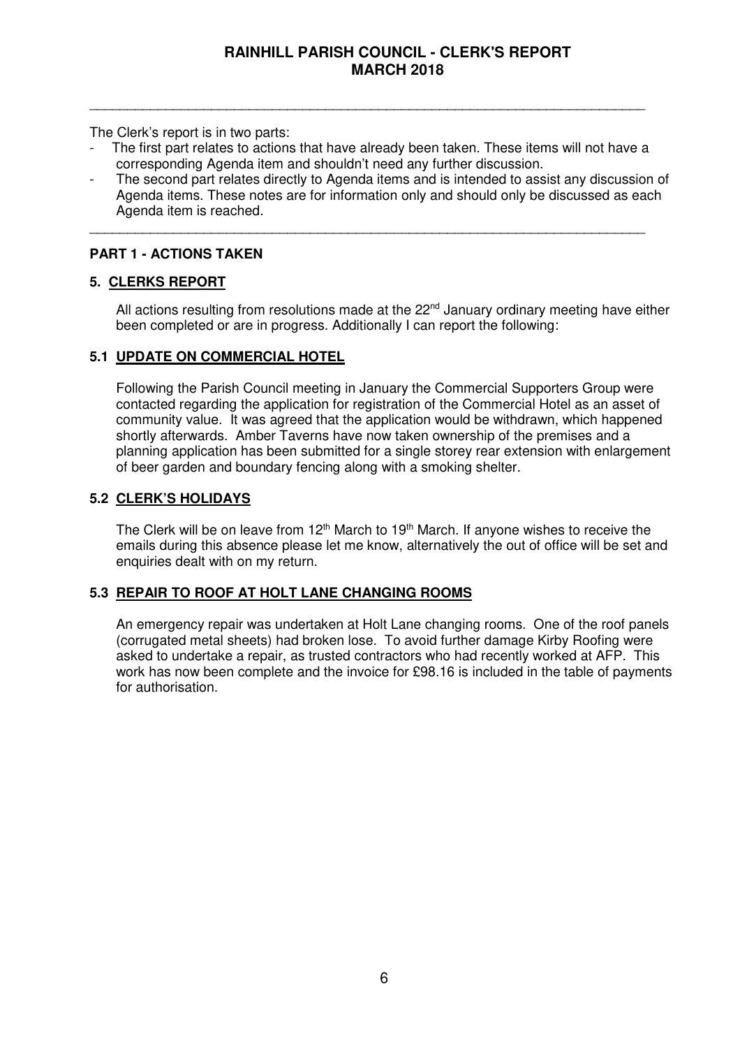# RAINHILL PARISH COUNCIL - CLERK'S REPORT
# MARCH 2018

---

The Clerk's report is in two parts:

- The first part relates to actions that have already been taken. These items will not have a corresponding Agenda item and shouldn't need any further discussion.
- The second part relates directly to Agenda items and is intended to assist any discussion of Agenda items. These notes are for information only and should only be discussed as each Agenda item is reached.

---

## PART 1 - ACTIONS TAKEN

### 5. CLERKS REPORT

All actions resulting from resolutions made at the 22nd January ordinary meeting have either been completed or are in progress. Additionally I can report the following:

### 5.1 UPDATE ON COMMERCIAL HOTEL

Following the Parish Council meeting in January the Commercial Supporters Group were contacted regarding the application for registration of the Commercial Hotel as an asset of community value. It was agreed that the application would be withdrawn, which happened shortly afterwards. Amber Taverns have now taken ownership of the premises and a planning application has been submitted for a single storey rear extension with enlargement of beer garden and boundary fencing along with a smoking shelter.

### 5.2 CLERK'S HOLIDAYS

The Clerk will be on leave from 12th March to 19th March. If anyone wishes to receive the emails during this absence please let me know, alternatively the out of office will be set and enquiries dealt with on my return.

### 5.3 REPAIR TO ROOF AT HOLT LANE CHANGING ROOMS

An emergency repair was undertaken at Holt Lane changing rooms. One of the roof panels (corrugated metal sheets) had broken lose. To avoid further damage Kirby Roofing were asked to undertake a repair, as trusted contractors who had recently worked at AFP. This work has now been complete and the invoice for £98.16 is included in the table of payments for authorisation.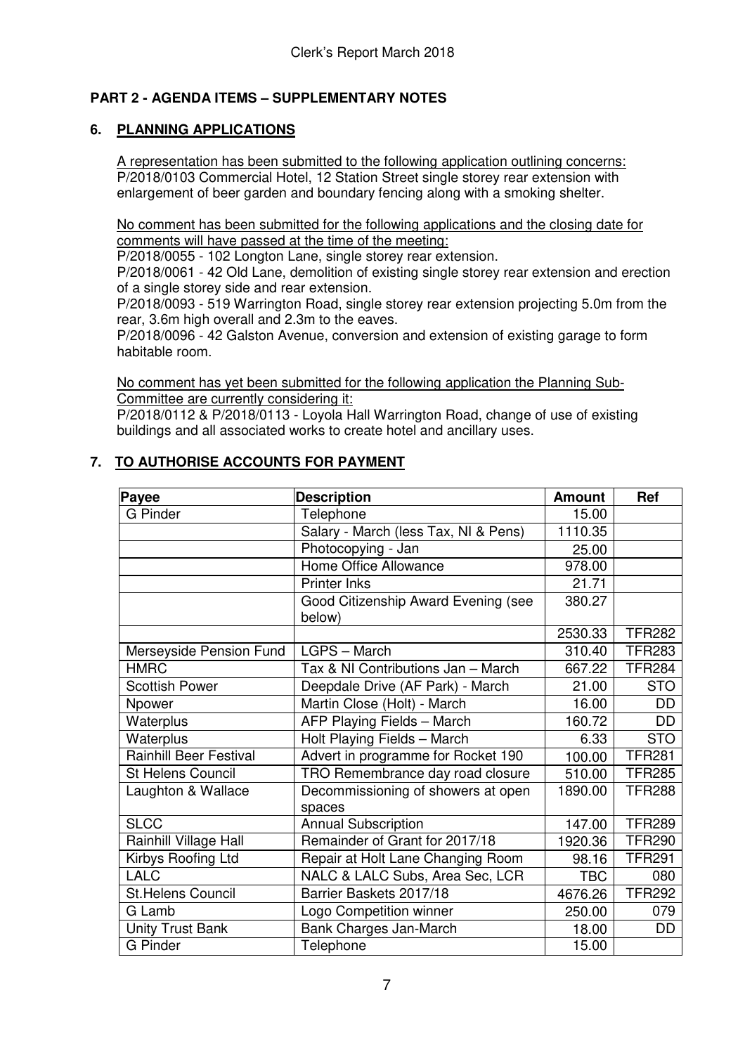## PART 2 - AGENDA ITEMS – SUPPLEMENTARY NOTES

### 6. PLANNING APPLICATIONS

A representation has been submitted to the following application outlining concerns:
P/2018/0103 Commercial Hotel, 12 Station Street single storey rear extension with enlargement of beer garden and boundary fencing along with a smoking shelter.

No comment has been submitted for the following applications and the closing date for comments will have passed at the time of the meeting:
P/2018/0055 - 102 Longton Lane, single storey rear extension.
P/2018/0061 - 42 Old Lane, demolition of existing single storey rear extension and erection of a single storey side and rear extension.
P/2018/0093 - 519 Warrington Road, single storey rear extension projecting 5.0m from the rear, 3.6m high overall and 2.3m to the eaves.
P/2018/0096 - 42 Galston Avenue, conversion and extension of existing garage to form habitable room.

No comment has yet been submitted for the following application the Planning Sub-Committee are currently considering it:
P/2018/0112 & P/2018/0113 - Loyola Hall Warrington Road, change of use of existing buildings and all associated works to create hotel and ancillary uses.

### 7. TO AUTHORISE ACCOUNTS FOR PAYMENT

| Payee | Description | Amount | Ref |
|---|---|---|---|
| G Pinder | Telephone | 15.00 | |
| | Salary - March (less Tax, NI & Pens) | 1110.35 | |
| | Photocopying - Jan | 25.00 | |
| | Home Office Allowance | 978.00 | |
| | Printer Inks | 21.71 | |
| | Good Citizenship Award Evening (see below) | 380.27 | |
| | | 2530.33 | TFR282 |
| Merseyside Pension Fund | LGPS – March | 310.40 | TFR283 |
| HMRC | Tax & NI Contributions Jan – March | 667.22 | TFR284 |
| Scottish Power | Deepdale Drive (AF Park) - March | 21.00 | STO |
| Npower | Martin Close (Holt) - March | 16.00 | DD |
| Waterplus | AFP Playing Fields – March | 160.72 | DD |
| Waterplus | Holt Playing Fields – March | 6.33 | STO |
| Rainhill Beer Festival | Advert in programme for Rocket 190 | 100.00 | TFR281 |
| St Helens Council | TRO Remembrance day road closure | 510.00 | TFR285 |
| Laughton & Wallace | Decommissioning of showers at open spaces | 1890.00 | TFR288 |
| SLCC | Annual Subscription | 147.00 | TFR289 |
| Rainhill Village Hall | Remainder of Grant for 2017/18 | 1920.36 | TFR290 |
| Kirbys Roofing Ltd | Repair at Holt Lane Changing Room | 98.16 | TFR291 |
| LALC | NALC & LALC Subs, Area Sec, LCR | TBC | 080 |
| St.Helens Council | Barrier Baskets 2017/18 | 4676.26 | TFR292 |
| G Lamb | Logo Competition winner | 250.00 | 079 |
| Unity Trust Bank | Bank Charges Jan-March | 18.00 | DD |
| G Pinder | Telephone | 15.00 | |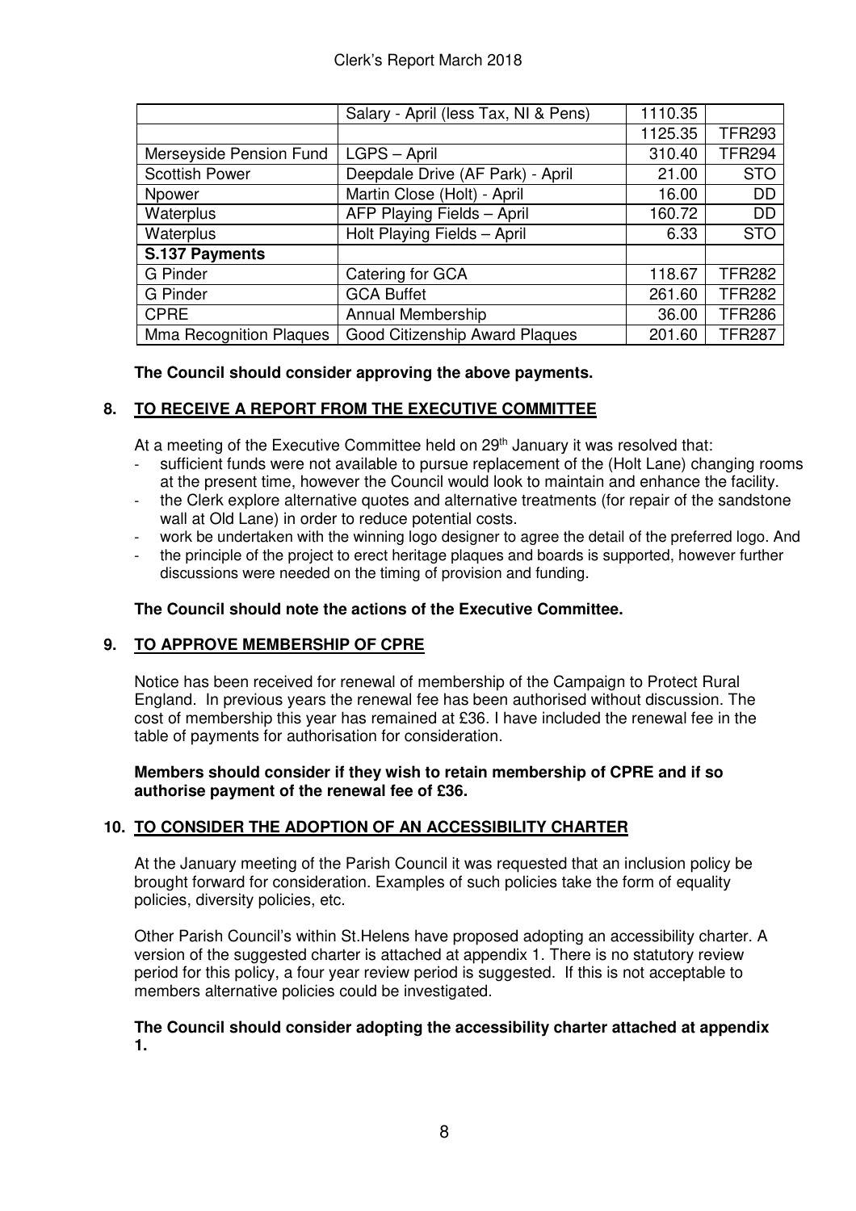|  | Salary - April (less Tax, NI & Pens) | 1110.35 |  |
|---|---|---|---|
|  |  | 1125.35 | TFR293 |
| Merseyside Pension Fund | LGPS – April | 310.40 | TFR294 |
| Scottish Power | Deepdale Drive (AF Park) - April | 21.00 | STO |
| Npower | Martin Close (Holt) - April | 16.00 | DD |
| Waterplus | AFP Playing Fields – April | 160.72 | DD |
| Waterplus | Holt Playing Fields – April | 6.33 | STO |
| **S.137 Payments** |  |  |  |
| G Pinder | Catering for GCA | 118.67 | TFR282 |
| G Pinder | GCA Buffet | 261.60 | TFR282 |
| CPRE | Annual Membership | 36.00 | TFR286 |
| Mma Recognition Plaques | Good Citizenship Award Plaques | 201.60 | TFR287 |

**The Council should consider approving the above payments.**

## 8. TO RECEIVE A REPORT FROM THE EXECUTIVE COMMITTEE

At a meeting of the Executive Committee held on 29th January it was resolved that:

- sufficient funds were not available to pursue replacement of the (Holt Lane) changing rooms at the present time, however the Council would look to maintain and enhance the facility.
- the Clerk explore alternative quotes and alternative treatments (for repair of the sandstone wall at Old Lane) in order to reduce potential costs.
- work be undertaken with the winning logo designer to agree the detail of the preferred logo. And
- the principle of the project to erect heritage plaques and boards is supported, however further discussions were needed on the timing of provision and funding.

**The Council should note the actions of the Executive Committee.**

## 9. TO APPROVE MEMBERSHIP OF CPRE

Notice has been received for renewal of membership of the Campaign to Protect Rural England. In previous years the renewal fee has been authorised without discussion. The cost of membership this year has remained at £36. I have included the renewal fee in the table of payments for authorisation for consideration.

**Members should consider if they wish to retain membership of CPRE and if so authorise payment of the renewal fee of £36.**

## 10. TO CONSIDER THE ADOPTION OF AN ACCESSIBILITY CHARTER

At the January meeting of the Parish Council it was requested that an inclusion policy be brought forward for consideration. Examples of such policies take the form of equality policies, diversity policies, etc.

Other Parish Council's within St.Helens have proposed adopting an accessibility charter. A version of the suggested charter is attached at appendix 1. There is no statutory review period for this policy, a four year review period is suggested. If this is not acceptable to members alternative policies could be investigated.

**The Council should consider adopting the accessibility charter attached at appendix 1.**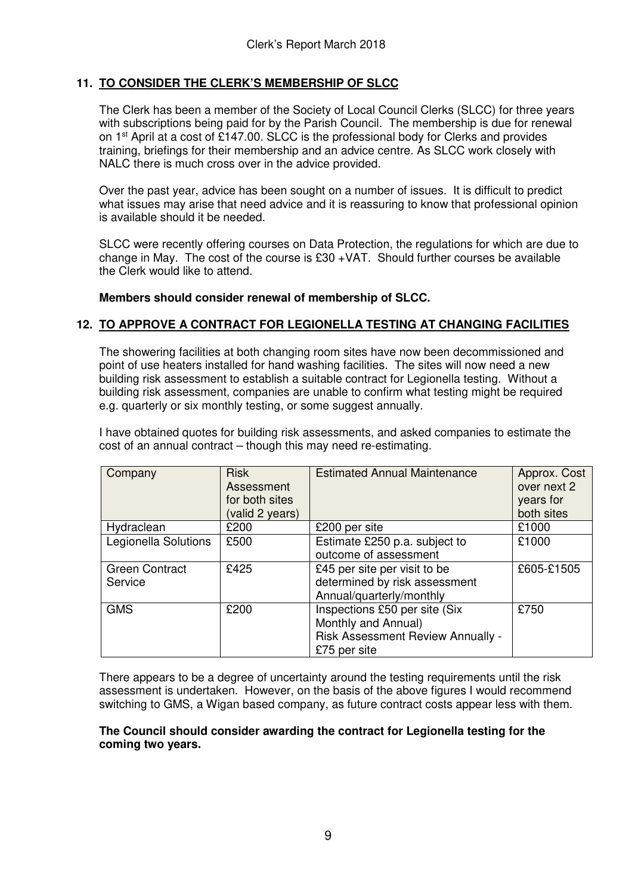## 11. TO CONSIDER THE CLERK'S MEMBERSHIP OF SLCC

The Clerk has been a member of the Society of Local Council Clerks (SLCC) for three years with subscriptions being paid for by the Parish Council. The membership is due for renewal on 1st April at a cost of £147.00. SLCC is the professional body for Clerks and provides training, briefings for their membership and an advice centre. As SLCC work closely with NALC there is much cross over in the advice provided.

Over the past year, advice has been sought on a number of issues. It is difficult to predict what issues may arise that need advice and it is reassuring to know that professional opinion is available should it be needed.

SLCC were recently offering courses on Data Protection, the regulations for which are due to change in May. The cost of the course is £30 +VAT. Should further courses be available the Clerk would like to attend.

**Members should consider renewal of membership of SLCC.**

## 12. TO APPROVE A CONTRACT FOR LEGIONELLA TESTING AT CHANGING FACILITIES

The showering facilities at both changing room sites have now been decommissioned and point of use heaters installed for hand washing facilities. The sites will now need a new building risk assessment to establish a suitable contract for Legionella testing. Without a building risk assessment, companies are unable to confirm what testing might be required e.g. quarterly or six monthly testing, or some suggest annually.

I have obtained quotes for building risk assessments, and asked companies to estimate the cost of an annual contract – though this may need re-estimating.

| Company | Risk Assessment for both sites (valid 2 years) | Estimated Annual Maintenance | Approx. Cost over next 2 years for both sites |
|---|---|---|---|
| Hydraclean | £200 | £200 per site | £1000 |
| Legionella Solutions | £500 | Estimate £250 p.a. subject to outcome of assessment | £1000 |
| Green Contract Service | £425 | £45 per site per visit to be determined by risk assessment Annual/quarterly/monthly | £605-£1505 |
| GMS | £200 | Inspections £50 per site (Six Monthly and Annual) Risk Assessment Review Annually - £75 per site | £750 |

There appears to be a degree of uncertainty around the testing requirements until the risk assessment is undertaken. However, on the basis of the above figures I would recommend switching to GMS, a Wigan based company, as future contract costs appear less with them.

**The Council should consider awarding the contract for Legionella testing for the coming two years.**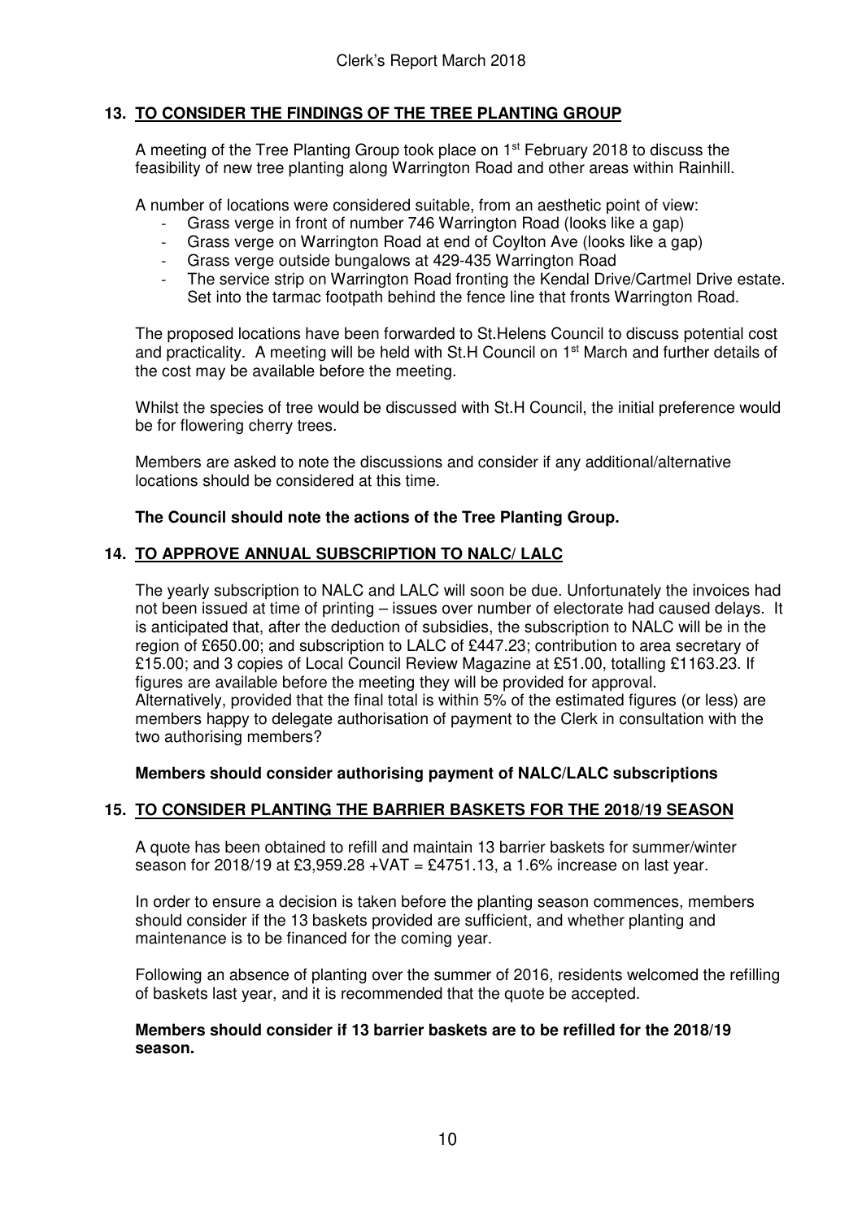## 13. TO CONSIDER THE FINDINGS OF THE TREE PLANTING GROUP

A meeting of the Tree Planting Group took place on 1st February 2018 to discuss the feasibility of new tree planting along Warrington Road and other areas within Rainhill.

A number of locations were considered suitable, from an aesthetic point of view:

- Grass verge in front of number 746 Warrington Road (looks like a gap)
- Grass verge on Warrington Road at end of Coylton Ave (looks like a gap)
- Grass verge outside bungalows at 429-435 Warrington Road
- The service strip on Warrington Road fronting the Kendal Drive/Cartmel Drive estate. Set into the tarmac footpath behind the fence line that fronts Warrington Road.

The proposed locations have been forwarded to St.Helens Council to discuss potential cost and practicality. A meeting will be held with St.H Council on 1st March and further details of the cost may be available before the meeting.

Whilst the species of tree would be discussed with St.H Council, the initial preference would be for flowering cherry trees.

Members are asked to note the discussions and consider if any additional/alternative locations should be considered at this time.

**The Council should note the actions of the Tree Planting Group.**

## 14. TO APPROVE ANNUAL SUBSCRIPTION TO NALC/ LALC

The yearly subscription to NALC and LALC will soon be due. Unfortunately the invoices had not been issued at time of printing – issues over number of electorate had caused delays. It is anticipated that, after the deduction of subsidies, the subscription to NALC will be in the region of £650.00; and subscription to LALC of £447.23; contribution to area secretary of £15.00; and 3 copies of Local Council Review Magazine at £51.00, totalling £1163.23. If figures are available before the meeting they will be provided for approval.
Alternatively, provided that the final total is within 5% of the estimated figures (or less) are members happy to delegate authorisation of payment to the Clerk in consultation with the two authorising members?

**Members should consider authorising payment of NALC/LALC subscriptions**

## 15. TO CONSIDER PLANTING THE BARRIER BASKETS FOR THE 2018/19 SEASON

A quote has been obtained to refill and maintain 13 barrier baskets for summer/winter season for 2018/19 at £3,959.28 +VAT = £4751.13, a 1.6% increase on last year.

In order to ensure a decision is taken before the planting season commences, members should consider if the 13 baskets provided are sufficient, and whether planting and maintenance is to be financed for the coming year.

Following an absence of planting over the summer of 2016, residents welcomed the refilling of baskets last year, and it is recommended that the quote be accepted.

**Members should consider if 13 barrier baskets are to be refilled for the 2018/19 season.**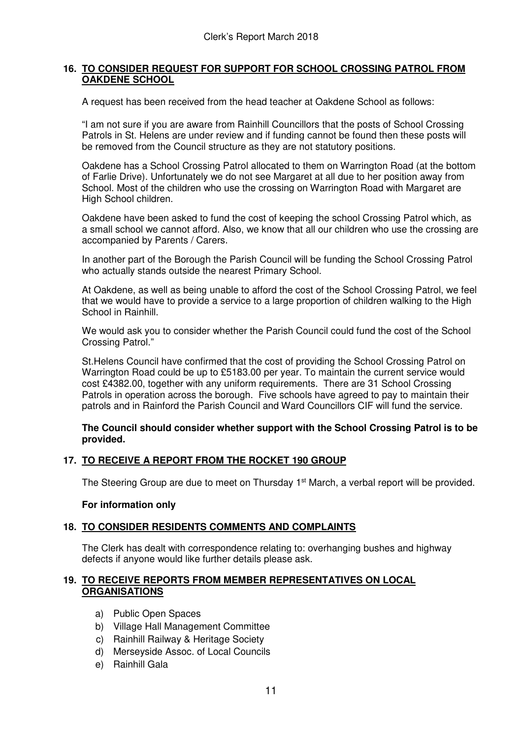## 16. TO CONSIDER REQUEST FOR SUPPORT FOR SCHOOL CROSSING PATROL FROM OAKDENE SCHOOL

A request has been received from the head teacher at Oakdene School as follows:

"I am not sure if you are aware from Rainhill Councillors that the posts of School Crossing Patrols in St. Helens are under review and if funding cannot be found then these posts will be removed from the Council structure as they are not statutory positions.

Oakdene has a School Crossing Patrol allocated to them on Warrington Road (at the bottom of Farlie Drive). Unfortunately we do not see Margaret at all due to her position away from School. Most of the children who use the crossing on Warrington Road with Margaret are High School children.

Oakdene have been asked to fund the cost of keeping the school Crossing Patrol which, as a small school we cannot afford. Also, we know that all our children who use the crossing are accompanied by Parents / Carers.

In another part of the Borough the Parish Council will be funding the School Crossing Patrol who actually stands outside the nearest Primary School.

At Oakdene, as well as being unable to afford the cost of the School Crossing Patrol, we feel that we would have to provide a service to a large proportion of children walking to the High School in Rainhill.

We would ask you to consider whether the Parish Council could fund the cost of the School Crossing Patrol."

St.Helens Council have confirmed that the cost of providing the School Crossing Patrol on Warrington Road could be up to £5183.00 per year. To maintain the current service would cost £4382.00, together with any uniform requirements. There are 31 School Crossing Patrols in operation across the borough. Five schools have agreed to pay to maintain their patrols and in Rainford the Parish Council and Ward Councillors CIF will fund the service.

**The Council should consider whether support with the School Crossing Patrol is to be provided.**

## 17. TO RECEIVE A REPORT FROM THE ROCKET 190 GROUP

The Steering Group are due to meet on Thursday 1st March, a verbal report will be provided.

**For information only**

## 18. TO CONSIDER RESIDENTS COMMENTS AND COMPLAINTS

The Clerk has dealt with correspondence relating to: overhanging bushes and highway defects if anyone would like further details please ask.

## 19. TO RECEIVE REPORTS FROM MEMBER REPRESENTATIVES ON LOCAL ORGANISATIONS

a) Public Open Spaces
b) Village Hall Management Committee
c) Rainhill Railway & Heritage Society
d) Merseyside Assoc. of Local Councils
e) Rainhill Gala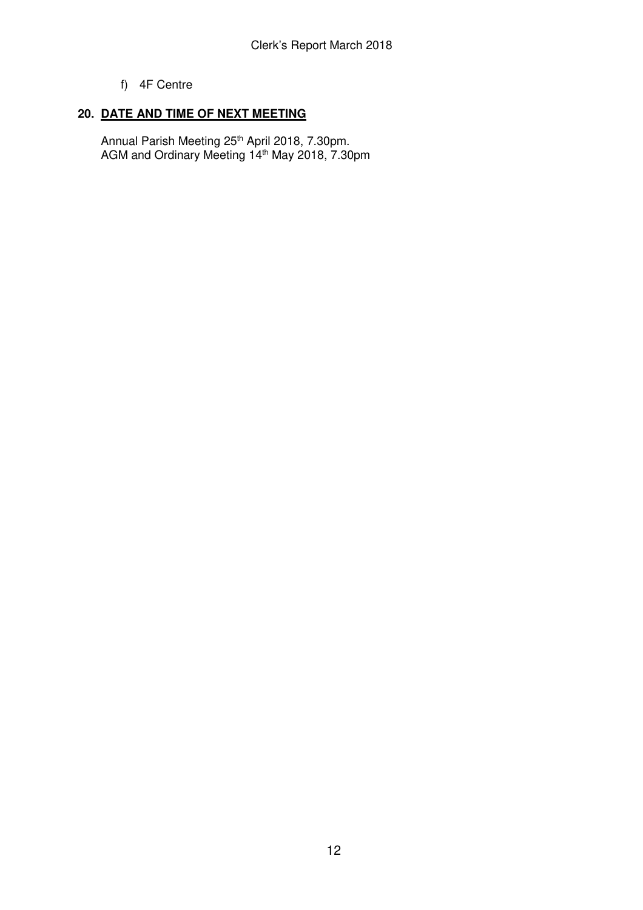f) 4F Centre

## 20. DATE AND TIME OF NEXT MEETING

Annual Parish Meeting 25th April 2018, 7.30pm.
AGM and Ordinary Meeting 14th May 2018, 7.30pm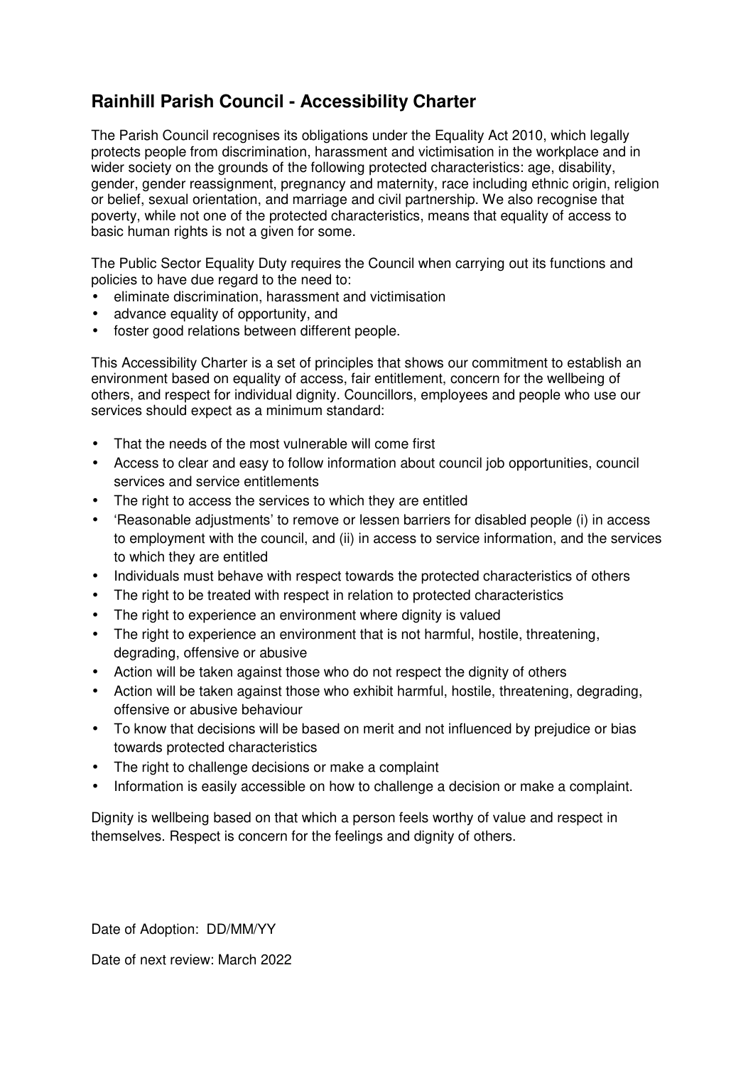## Rainhill Parish Council - Accessibility Charter

The Parish Council recognises its obligations under the Equality Act 2010, which legally protects people from discrimination, harassment and victimisation in the workplace and in wider society on the grounds of the following protected characteristics: age, disability, gender, gender reassignment, pregnancy and maternity, race including ethnic origin, religion or belief, sexual orientation, and marriage and civil partnership. We also recognise that poverty, while not one of the protected characteristics, means that equality of access to basic human rights is not a given for some.

The Public Sector Equality Duty requires the Council when carrying out its functions and policies to have due regard to the need to:

- eliminate discrimination, harassment and victimisation
- advance equality of opportunity, and
- foster good relations between different people.

This Accessibility Charter is a set of principles that shows our commitment to establish an environment based on equality of access, fair entitlement, concern for the wellbeing of others, and respect for individual dignity. Councillors, employees and people who use our services should expect as a minimum standard:

- That the needs of the most vulnerable will come first
- Access to clear and easy to follow information about council job opportunities, council services and service entitlements
- The right to access the services to which they are entitled
- 'Reasonable adjustments' to remove or lessen barriers for disabled people (i) in access to employment with the council, and (ii) in access to service information, and the services to which they are entitled
- Individuals must behave with respect towards the protected characteristics of others
- The right to be treated with respect in relation to protected characteristics
- The right to experience an environment where dignity is valued
- The right to experience an environment that is not harmful, hostile, threatening, degrading, offensive or abusive
- Action will be taken against those who do not respect the dignity of others
- Action will be taken against those who exhibit harmful, hostile, threatening, degrading, offensive or abusive behaviour
- To know that decisions will be based on merit and not influenced by prejudice or bias towards protected characteristics
- The right to challenge decisions or make a complaint
- Information is easily accessible on how to challenge a decision or make a complaint.

Dignity is wellbeing based on that which a person feels worthy of value and respect in themselves. Respect is concern for the feelings and dignity of others.

Date of Adoption: DD/MM/YY

Date of next review: March 2022